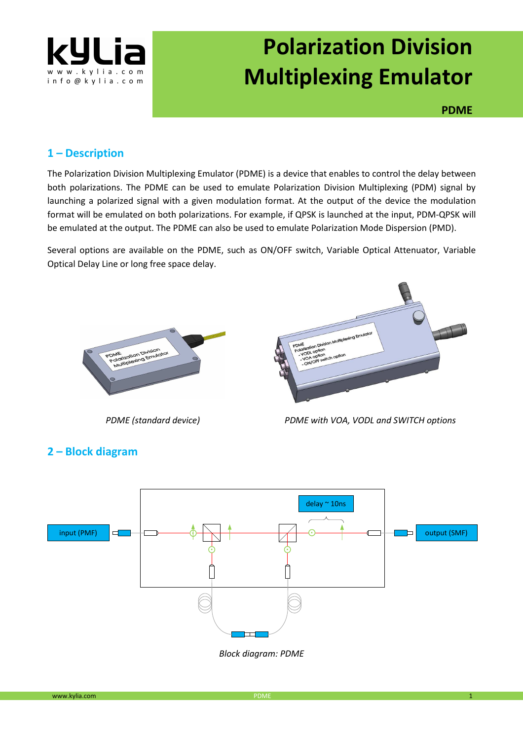# Polarization Division Multiplexing Emulator

**PDME**

## 1 – Description

The Polarization Division Multiplexing Emulator (PDME) is a device that enables to control the delay between both polarizations. The PDME can be used to emulate Polarization Division Multiplexing (PDM) signal by launching a polarized signal with a given modulation format. At the output of the device the modulation format will be emulated on both polarizations. For example, if QPSK is launched at the input, PDM-QPSK will be emulated at the output. The PDME can also be used to emulate Polarization Mode Dispersion (PMD).

Several options are available on the PDME, such as ON/OFF switch, Variable Optical Attenuator, Variable Optical Delay Line or long free space delay.

*PDME (standard device)*

*PDME with VOA, VODL and SWITCH options*

## 2 – Block diagram

input (PMF)

delay ~ 10ns

output (SMF)

*Block diagram: PDME*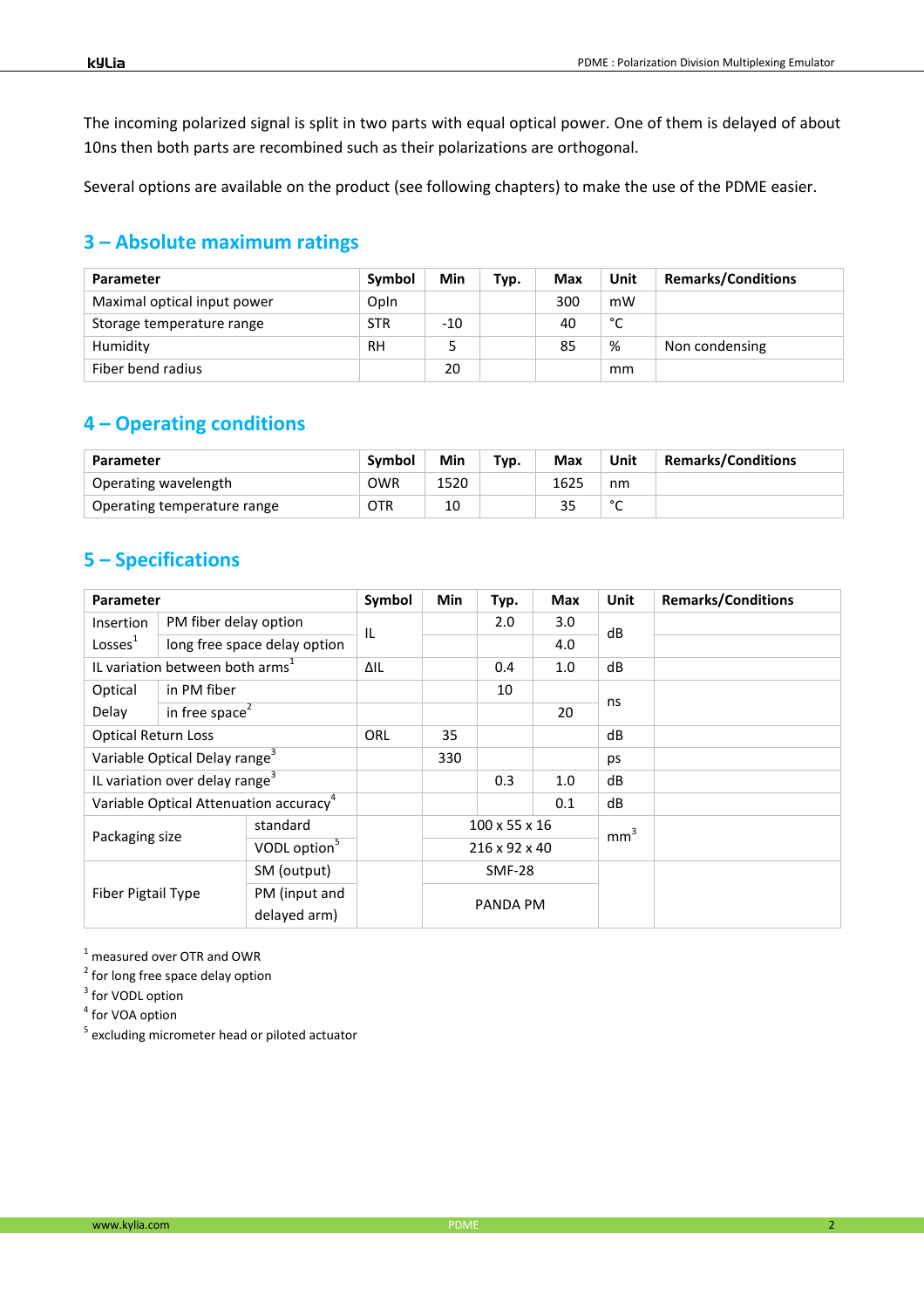The incoming polarized signal is split in two parts with equal optical power. One of them is delayed of about 10ns then both parts are recombined such as their polarizations are orthogonal.

Several options are available on the product (see following chapters) to make the use of the PDME easier.

## 3 – Absolute maximum ratings

| Parameter | Symbol | Min | Typ. | Max | Unit | Remarks/Conditions |
|---|---|---|---|---|---|---|
| Maximal optical input power | OpIn | | | 300 | mW | |
| Storage temperature range | STR | -10 | | 40 | °C | |
| Humidity | RH | 5 | | 85 | % | Non condensing |
| Fiber bend radius | | 20 | | | mm | |

## 4 – Operating conditions

| Parameter | Symbol | Min | Typ. | Max | Unit | Remarks/Conditions |
|---|---|---|---|---|---|---|
| Operating wavelength | OWR | 1520 | | 1625 | nm | |
| Operating temperature range | OTR | 10 | | 35 | °C | |

## 5 – Specifications

| Parameter | | Symbol | Min | Typ. | Max | Unit | Remarks/Conditions |
|---|---|---|---|---|---|---|---|
| Insertion Losses[1] | PM fiber delay option | IL | | 2.0 | 3.0 | dB | |
| | long free space delay option | | | | 4.0 | | |
| IL variation between both arms[1] | | ΔIL | | 0.4 | 1.0 | dB | |
| Optical Delay | in PM fiber | | | 10 | | ns | |
| | in free space[2] | | | | 20 | | |
| Optical Return Loss | | ORL | 35 | | | dB | |
| Variable Optical Delay range[3] | | | 330 | | | ps | |
| IL variation over delay range[3] | | | | 0.3 | 1.0 | dB | |
| Variable Optical Attenuation accuracy[4] | | | | | 0.1 | dB | |
| Packaging size | standard | | 100 x 55 x 16 | | | $mm^3$ | |
| | VODL option[5] | | 216 x 92 x 40 | | | | |
| Fiber Pigtail Type | SM (output) | | SMF-28 | | | | |
| | PM (input and delayed arm) | | PANDA PM | | | | |

[1] measured over OTR and OWR
[2] for long free space delay option
[3] for VODL option
[4] for VOA option
[5] excluding micrometer head or piloted actuator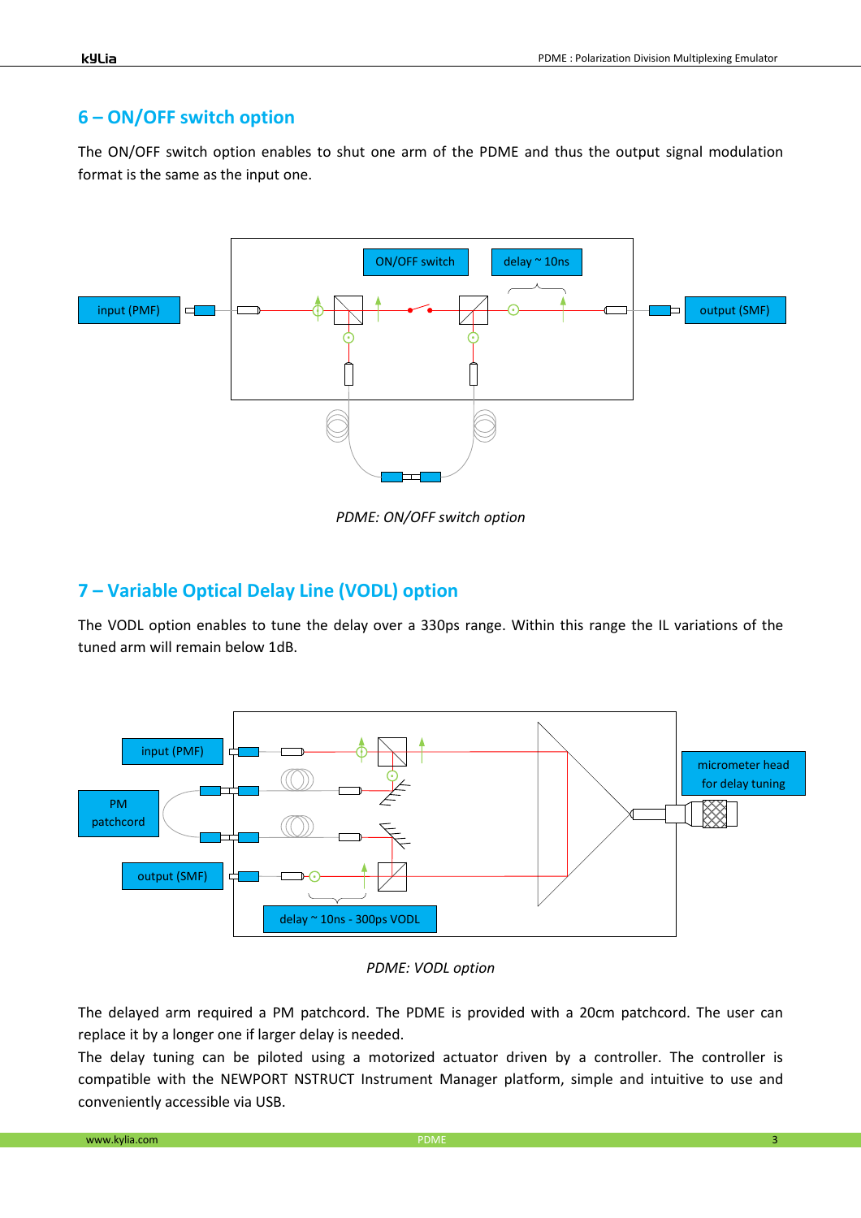## 6 – ON/OFF switch option

The ON/OFF switch option enables to shut one arm of the PDME and thus the output signal modulation format is the same as the input one.

*PDME: ON/OFF switch option*

## 7 – Variable Optical Delay Line (VODL) option

The VODL option enables to tune the delay over a 330ps range. Within this range the IL variations of the tuned arm will remain below 1dB.

*PDME: VODL option*

The delayed arm required a PM patchcord. The PDME is provided with a 20cm patchcord. The user can replace it by a longer one if larger delay is needed.
The delay tuning can be piloted using a motorized actuator driven by a controller. The controller is compatible with the NEWPORT NSTRUCT Instrument Manager platform, simple and intuitive to use and conveniently accessible via USB.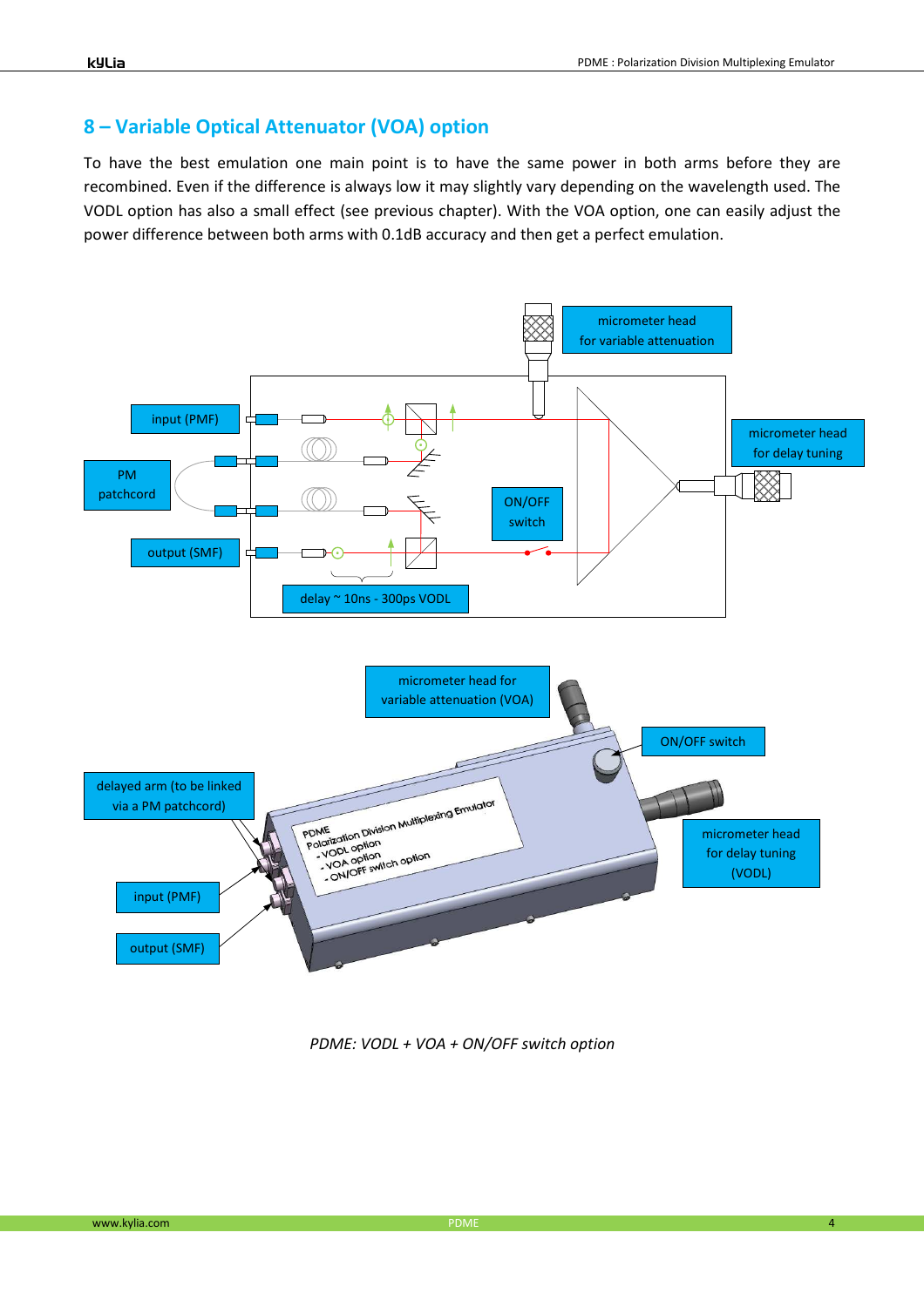## 8 – Variable Optical Attenuator (VOA) option

To have the best emulation one main point is to have the same power in both arms before they are recombined. Even if the difference is always low it may slightly vary depending on the wavelength used. The VODL option has also a small effect (see previous chapter). With the VOA option, one can easily adjust the power difference between both arms with 0.1dB accuracy and then get a perfect emulation.

*PDME: VODL + VOA + ON/OFF switch option*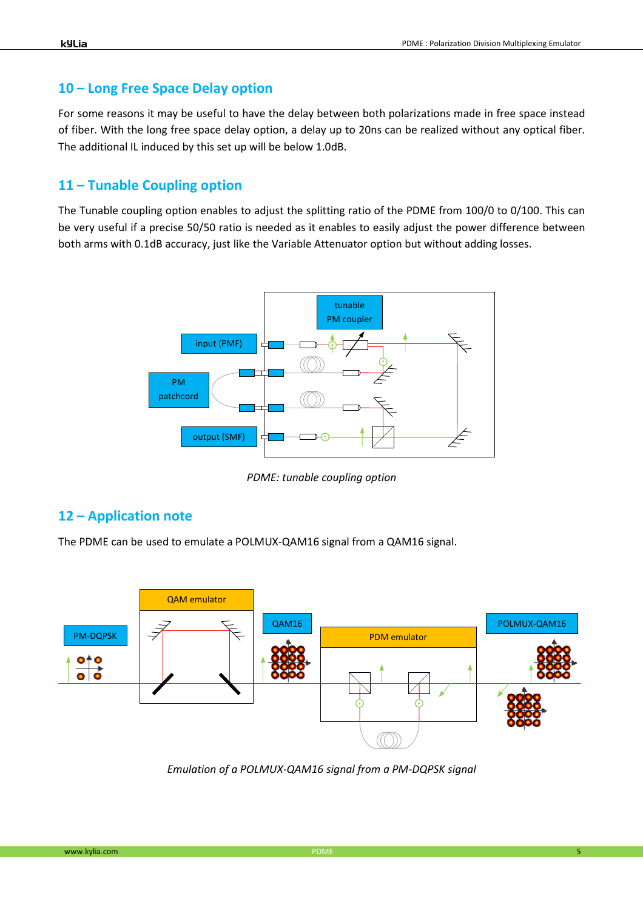## 10 – Long Free Space Delay option

For some reasons it may be useful to have the delay between both polarizations made in free space instead of fiber. With the long free space delay option, a delay up to 20ns can be realized without any optical fiber. The additional IL induced by this set up will be below 1.0dB.

## 11 – Tunable Coupling option

The Tunable coupling option enables to adjust the splitting ratio of the PDME from 100/0 to 0/100. This can be very useful if a precise 50/50 ratio is needed as it enables to easily adjust the power difference between both arms with 0.1dB accuracy, just like the Variable Attenuator option but without adding losses.

*PDME: tunable coupling option*

## 12 – Application note

The PDME can be used to emulate a POLMUX-QAM16 signal from a QAM16 signal.

*Emulation of a POLMUX-QAM16 signal from a PM-DQPSK signal*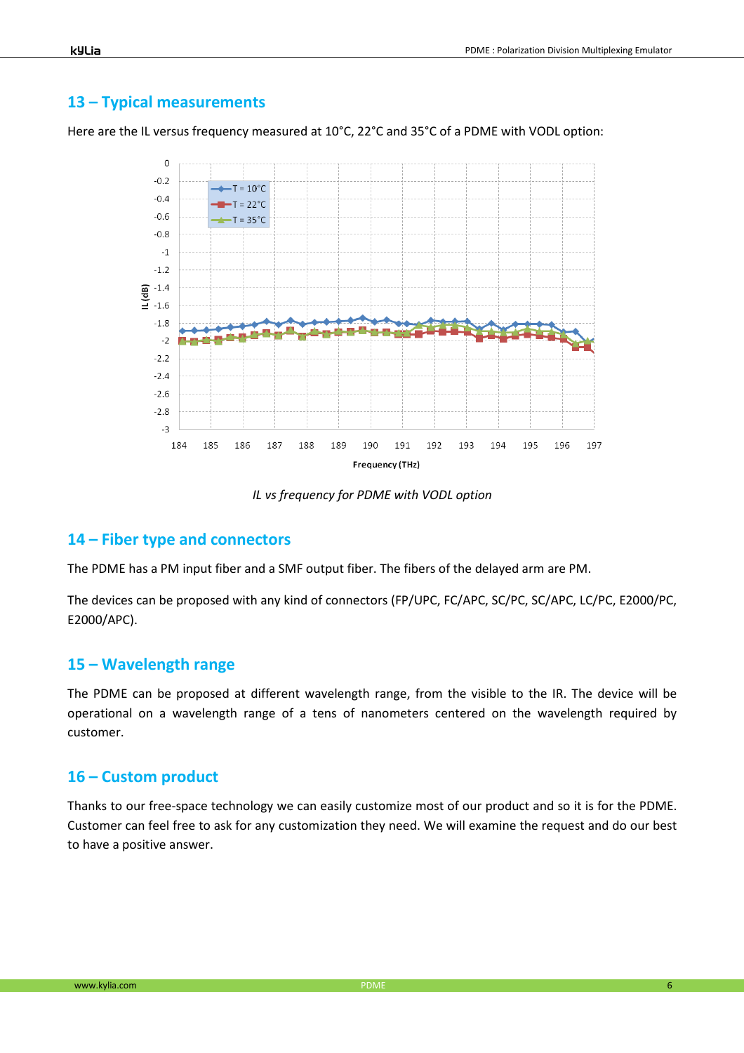## 13 – Typical measurements

Here are the IL versus frequency measured at 10°C, 22°C and 35°C of a PDME with VODL option:

*IL vs frequency for PDME with VODL option*

## 14 – Fiber type and connectors

The PDME has a PM input fiber and a SMF output fiber. The fibers of the delayed arm are PM.

The devices can be proposed with any kind of connectors (FP/UPC, FC/APC, SC/PC, SC/APC, LC/PC, E2000/PC, E2000/APC).

## 15 – Wavelength range

The PDME can be proposed at different wavelength range, from the visible to the IR. The device will be operational on a wavelength range of a tens of nanometers centered on the wavelength required by customer.

## 16 – Custom product

Thanks to our free-space technology we can easily customize most of our product and so it is for the PDME. Customer can feel free to ask for any customization they need. We will examine the request and do our best to have a positive answer.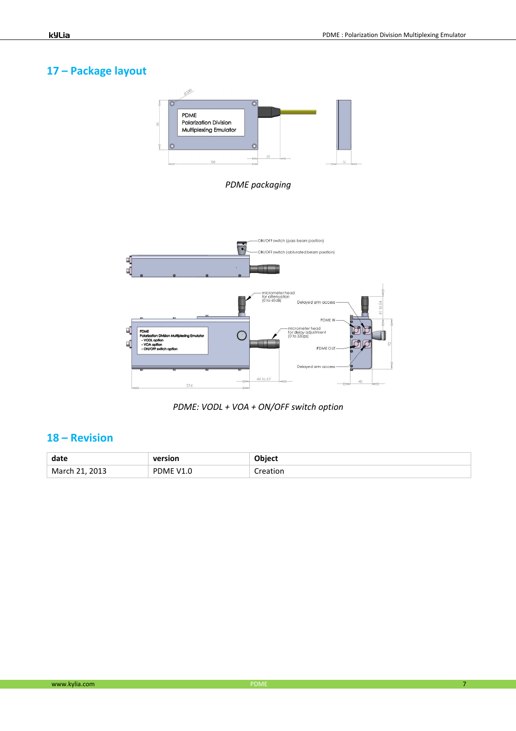## 17 – Package layout

*PDME packaging*

*PDME: VODL + VOA + ON/OFF switch option*

## 18 – Revision

| date | version | Object |
|---|---|---|
| March 21, 2013 | PDME V1.0 | Creation |